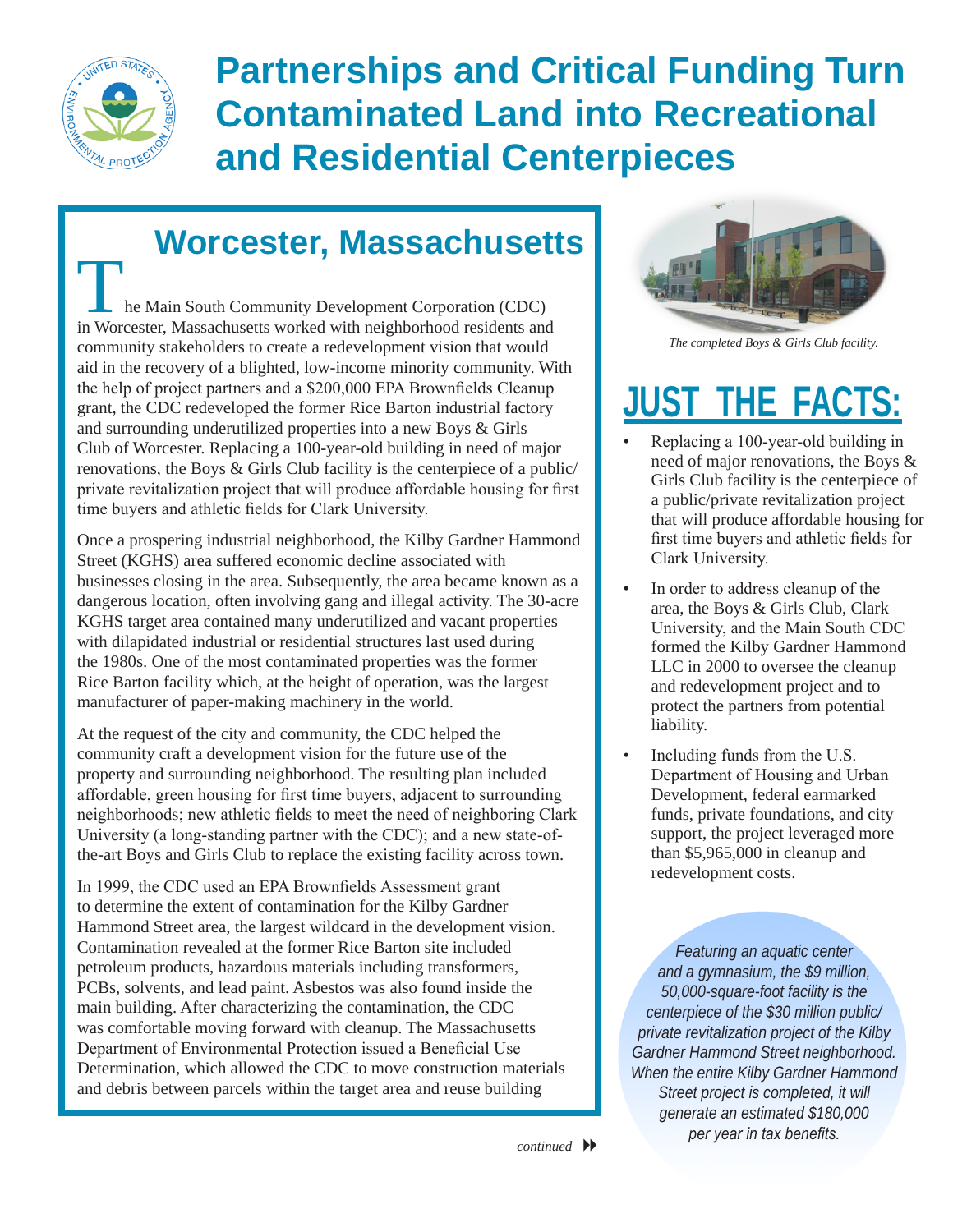# Partnerships and Critical Funding Turn Contaminated Land into Recreational and Residential Centerpieces

## Worcester, Massachusetts

The Main South Community Development Corporation (CDC) in Worcester, Massachusetts worked with neighborhood residents and community stakeholders to create a redevelopment vision that would aid in the recovery of a blighted, low-income minority community. With the help of project partners and a $200,000 EPA Brownfields Cleanup grant, the CDC redeveloped the former Rice Barton industrial factory and surrounding underutilized properties into a new Boys & Girls Club of Worcester. Replacing a 100-year-old building in need of major renovations, the Boys & Girls Club facility is the centerpiece of a public/private revitalization project that will produce affordable housing for first time buyers and athletic fields for Clark University.

Once a prospering industrial neighborhood, the Kilby Gardner Hammond Street (KGHS) area suffered economic decline associated with businesses closing in the area. Subsequently, the area became known as a dangerous location, often involving gang and illegal activity. The 30-acre KGHS target area contained many underutilized and vacant properties with dilapidated industrial or residential structures last used during the 1980s. One of the most contaminated properties was the former Rice Barton facility which, at the height of operation, was the largest manufacturer of paper-making machinery in the world.

At the request of the city and community, the CDC helped the community craft a development vision for the future use of the property and surrounding neighborhood. The resulting plan included affordable, green housing for first time buyers, adjacent to surrounding neighborhoods; new athletic fields to meet the need of neighboring Clark University (a long-standing partner with the CDC); and a new state-of-the-art Boys and Girls Club to replace the existing facility across town.

In 1999, the CDC used an EPA Brownfields Assessment grant to determine the extent of contamination for the Kilby Gardner Hammond Street area, the largest wildcard in the development vision. Contamination revealed at the former Rice Barton site included petroleum products, hazardous materials including transformers, PCBs, solvents, and lead paint. Asbestos was also found inside the main building. After characterizing the contamination, the CDC was comfortable moving forward with cleanup. The Massachusetts Department of Environmental Protection issued a Beneficial Use Determination, which allowed the CDC to move construction materials and debris between parcels within the target area and reuse building

*continued*

*The completed Boys & Girls Club facility.*

## JUST THE FACTS:

- Replacing a 100-year-old building in need of major renovations, the Boys & Girls Club facility is the centerpiece of a public/private revitalization project that will produce affordable housing for first time buyers and athletic fields for Clark University.
- In order to address cleanup of the area, the Boys & Girls Club, Clark University, and the Main South CDC formed the Kilby Gardner Hammond LLC in 2000 to oversee the cleanup and redevelopment project and to protect the partners from potential liability.
- Including funds from the U.S. Department of Housing and Urban Development, federal earmarked funds, private foundations, and city support, the project leveraged more than $5,965,000 in cleanup and redevelopment costs.

*Featuring an aquatic center and a gymnasium, the $9 million, 50,000-square-foot facility is the centerpiece of the $30 million public/private revitalization project of the Kilby Gardner Hammond Street neighborhood. When the entire Kilby Gardner Hammond Street project is completed, it will generate an estimated $180,000 per year in tax benefits.*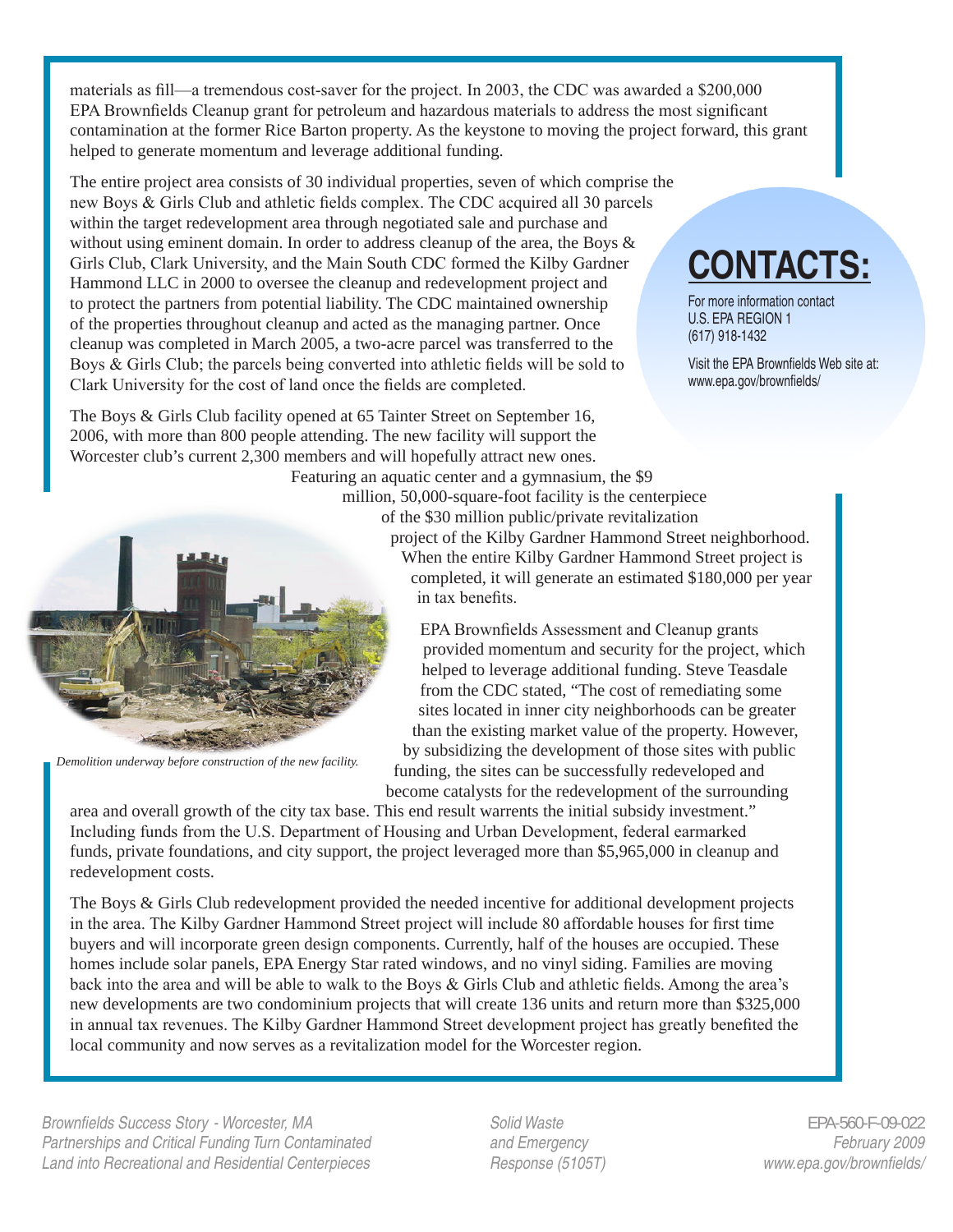materials as fill—a tremendous cost-saver for the project. In 2003, the CDC was awarded a $200,000 EPA Brownfields Cleanup grant for petroleum and hazardous materials to address the most significant contamination at the former Rice Barton property. As the keystone to moving the project forward, this grant helped to generate momentum and leverage additional funding.

The entire project area consists of 30 individual properties, seven of which comprise the new Boys & Girls Club and athletic fields complex. The CDC acquired all 30 parcels within the target redevelopment area through negotiated sale and purchase and without using eminent domain. In order to address cleanup of the area, the Boys & Girls Club, Clark University, and the Main South CDC formed the Kilby Gardner Hammond LLC in 2000 to oversee the cleanup and redevelopment project and to protect the partners from potential liability. The CDC maintained ownership of the properties throughout cleanup and acted as the managing partner. Once cleanup was completed in March 2005, a two-acre parcel was transferred to the Boys & Girls Club; the parcels being converted into athletic fields will be sold to Clark University for the cost of land once the fields are completed.

The Boys & Girls Club facility opened at 65 Tainter Street on September 16, 2006, with more than 800 people attending. The new facility will support the Worcester club's current 2,300 members and will hopefully attract new ones. Featuring an aquatic center and a gymnasium, the $9 million, 50,000-square-foot facility is the centerpiece of the $30 million public/private revitalization project of the Kilby Gardner Hammond Street neighborhood. When the entire Kilby Gardner Hammond Street project is completed, it will generate an estimated $180,000 per year in tax benefits.

*Demolition underway before construction of the new facility.*

EPA Brownfields Assessment and Cleanup grants provided momentum and security for the project, which helped to leverage additional funding. Steve Teasdale from the CDC stated, "The cost of remediating some sites located in inner city neighborhoods can be greater than the existing market value of the property. However, by subsidizing the development of those sites with public funding, the sites can be successfully redeveloped and become catalysts for the redevelopment of the surrounding area and overall growth of the city tax base. This end result warrents the initial subsidy investment." Including funds from the U.S. Department of Housing and Urban Development, federal earmarked funds, private foundations, and city support, the project leveraged more than $5,965,000 in cleanup and redevelopment costs.

The Boys & Girls Club redevelopment provided the needed incentive for additional development projects in the area. The Kilby Gardner Hammond Street project will include 80 affordable houses for first time buyers and will incorporate green design components. Currently, half of the houses are occupied. These homes include solar panels, EPA Energy Star rated windows, and no vinyl siding. Families are moving back into the area and will be able to walk to the Boys & Girls Club and athletic fields. Among the area's new developments are two condominium projects that will create 136 units and return more than $325,000 in annual tax revenues. The Kilby Gardner Hammond Street development project has greatly benefited the local community and now serves as a revitalization model for the Worcester region.

## CONTACTS:

For more information contact
U.S. EPA REGION 1
(617) 918-1432

Visit the EPA Brownfields Web site at:
www.epa.gov/brownfields/

*Brownfields Success Story - Worcester, MA*
*Partnerships and Critical Funding Turn Contaminated Land into Recreational and Residential Centerpieces*

*Solid Waste and Emergency Response (5105T)*

EPA-560-F-09-022
*February 2009*
*www.epa.gov/brownfields/*